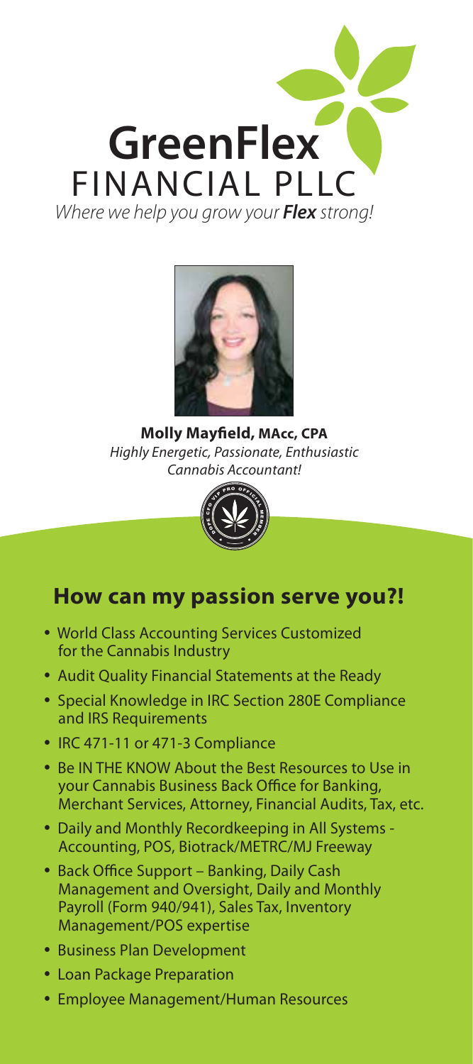# GreenFlex
## FINANCIAL PLLC

*Where we help you grow your **Flex** strong!*

**Molly Mayfield, MAcc, CPA**
*Highly Energetic, Passionate, Enthusiastic Cannabis Accountant!*

## How can my passion serve you?!

- World Class Accounting Services Customized for the Cannabis Industry
- Audit Quality Financial Statements at the Ready
- Special Knowledge in IRC Section 280E Compliance and IRS Requirements
- IRC 471-11 or 471-3 Compliance
- Be IN THE KNOW About the Best Resources to Use in your Cannabis Business Back Office for Banking, Merchant Services, Attorney, Financial Audits, Tax, etc.
- Daily and Monthly Recordkeeping in All Systems - Accounting, POS, Biotrack/METRC/MJ Freeway
- Back Office Support – Banking, Daily Cash Management and Oversight, Daily and Monthly Payroll (Form 940/941), Sales Tax, Inventory Management/POS expertise
- Business Plan Development
- Loan Package Preparation
- Employee Management/Human Resources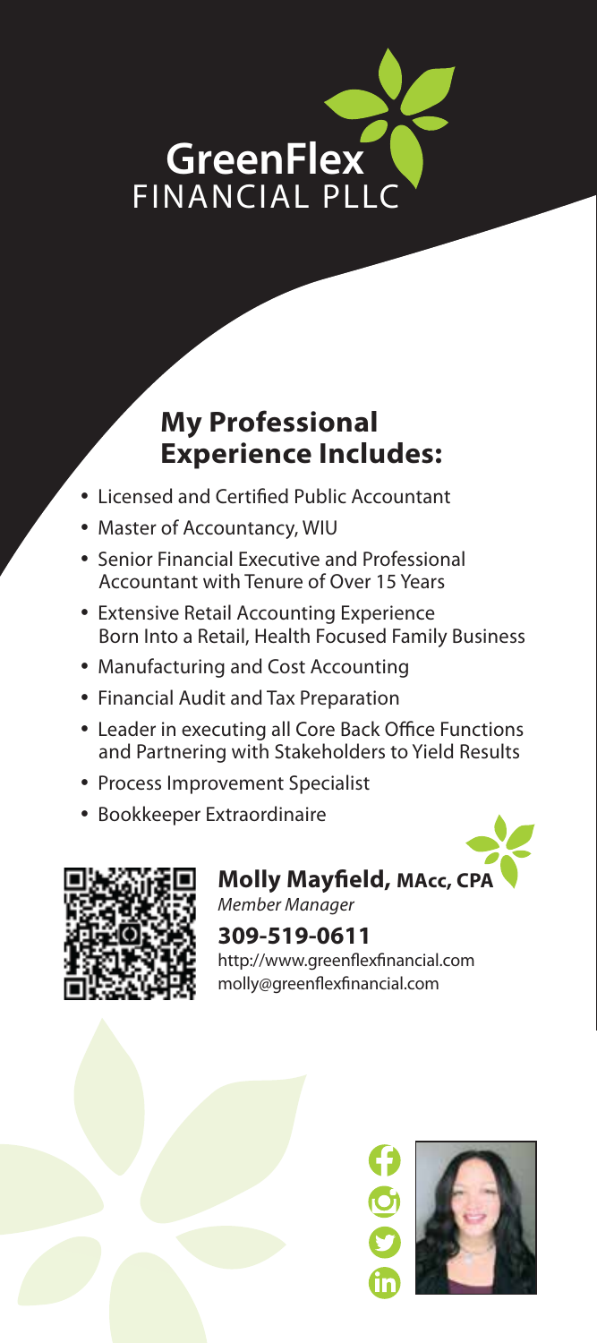GreenFlex
FINANCIAL PLLC

## My Professional Experience Includes:

- Licensed and Certified Public Accountant
- Master of Accountancy, WIU
- Senior Financial Executive and Professional Accountant with Tenure of Over 15 Years
- Extensive Retail Accounting Experience Born Into a Retail, Health Focused Family Business
- Manufacturing and Cost Accounting
- Financial Audit and Tax Preparation
- Leader in executing all Core Back Office Functions and Partnering with Stakeholders to Yield Results
- Process Improvement Specialist
- Bookkeeper Extraordinaire

**Molly Mayfield, MAcc, CPA**
*Member Manager*

**309-519-0611**
http://www.greenflexfinancial.com
molly@greenflexfinancial.com